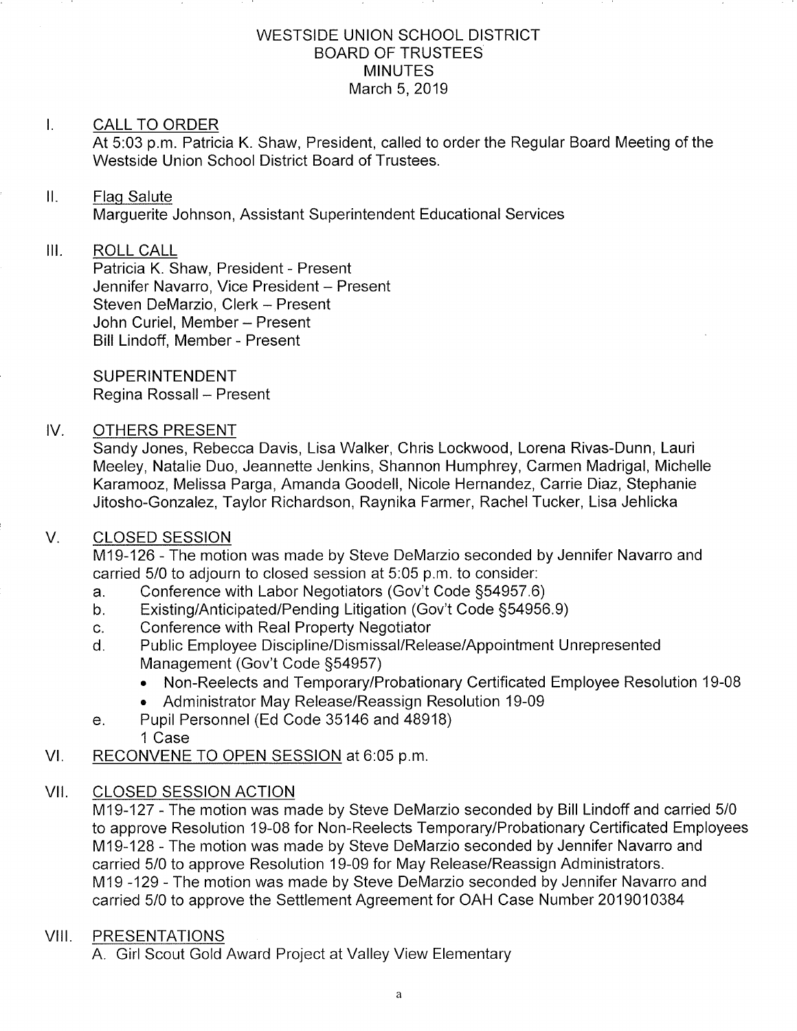WESTSIDE UNION SCHOOL DISTRICT
BOARD OF TRUSTEES
MINUTES
March 5, 2019

I. CALL TO ORDER

At 5:03 p.m. Patricia K. Shaw, President, called to order the Regular Board Meeting of the Westside Union School District Board of Trustees.

II. Flag Salute

Marguerite Johnson, Assistant Superintendent Educational Services

III. ROLL CALL

Patricia K. Shaw, President - Present
Jennifer Navarro, Vice President – Present
Steven DeMarzio, Clerk – Present
John Curiel, Member – Present
Bill Lindoff, Member - Present

SUPERINTENDENT
Regina Rossall – Present

IV. OTHERS PRESENT

Sandy Jones, Rebecca Davis, Lisa Walker, Chris Lockwood, Lorena Rivas-Dunn, Lauri Meeley, Natalie Duo, Jeannette Jenkins, Shannon Humphrey, Carmen Madrigal, Michelle Karamooz, Melissa Parga, Amanda Goodell, Nicole Hernandez, Carrie Diaz, Stephanie Jitosho-Gonzalez, Taylor Richardson, Raynika Farmer, Rachel Tucker, Lisa Jehlicka

V. CLOSED SESSION

M19-126 - The motion was made by Steve DeMarzio seconded by Jennifer Navarro and carried 5/0 to adjourn to closed session at 5:05 p.m. to consider:

a. Conference with Labor Negotiators (Gov't Code §54957.6)
b. Existing/Anticipated/Pending Litigation (Gov't Code §54956.9)
c. Conference with Real Property Negotiator
d. Public Employee Discipline/Dismissal/Release/Appointment Unrepresented Management (Gov't Code §54957)
   - Non-Reelects and Temporary/Probationary Certificated Employee Resolution 19-08
   - Administrator May Release/Reassign Resolution 19-09
e. Pupil Personnel (Ed Code 35146 and 48918)
   1 Case

VI. RECONVENE TO OPEN SESSION at 6:05 p.m.

VII. CLOSED SESSION ACTION

M19-127 - The motion was made by Steve DeMarzio seconded by Bill Lindoff and carried 5/0 to approve Resolution 19-08 for Non-Reelects Temporary/Probationary Certificated Employees

M19-128 - The motion was made by Steve DeMarzio seconded by Jennifer Navarro and carried 5/0 to approve Resolution 19-09 for May Release/Reassign Administrators.

M19 -129 - The motion was made by Steve DeMarzio seconded by Jennifer Navarro and carried 5/0 to approve the Settlement Agreement for OAH Case Number 2019010384

VIII. PRESENTATIONS

A. Girl Scout Gold Award Project at Valley View Elementary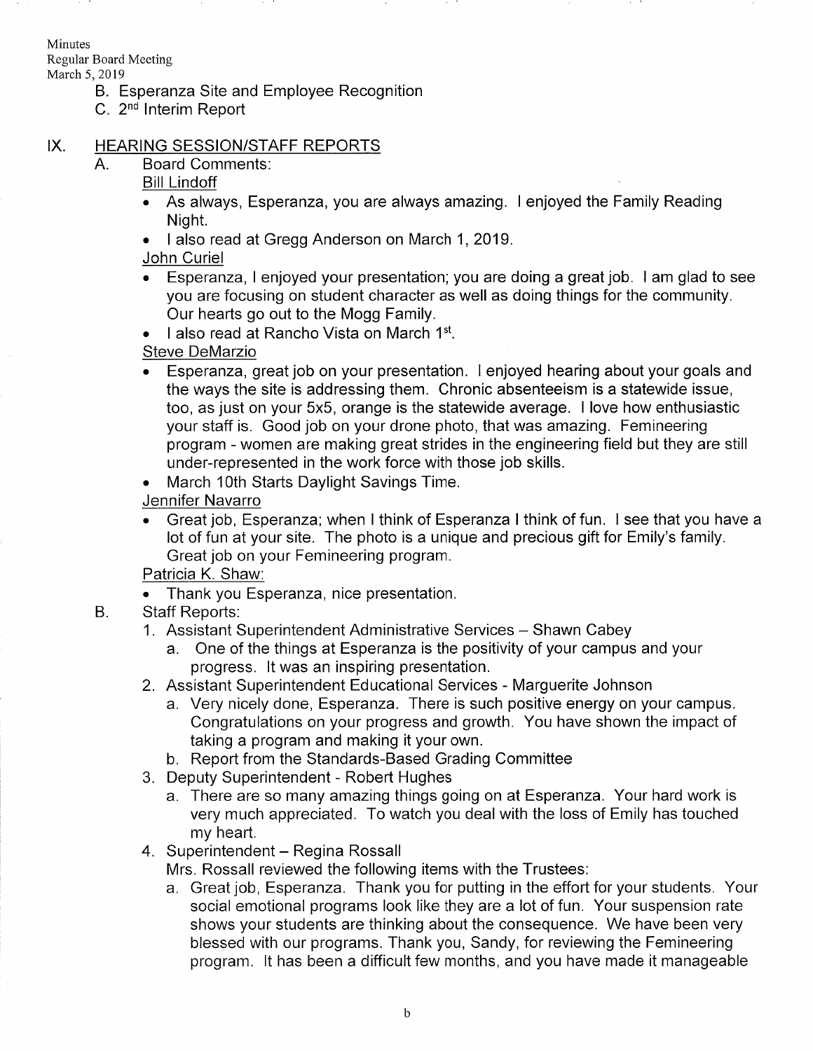B. Esperanza Site and Employee Recognition

C. 2nd Interim Report

## IX. HEARING SESSION/STAFF REPORTS

A. Board Comments:

Bill Lindoff

- As always, Esperanza, you are always amazing. I enjoyed the Family Reading Night.
- I also read at Gregg Anderson on March 1, 2019.

John Curiel

- Esperanza, I enjoyed your presentation; you are doing a great job. I am glad to see you are focusing on student character as well as doing things for the community. Our hearts go out to the Mogg Family.
- I also read at Rancho Vista on March 1st.

Steve DeMarzio

- Esperanza, great job on your presentation. I enjoyed hearing about your goals and the ways the site is addressing them. Chronic absenteeism is a statewide issue, too, as just on your 5x5, orange is the statewide average. I love how enthusiastic your staff is. Good job on your drone photo, that was amazing. Femineering program - women are making great strides in the engineering field but they are still under-represented in the work force with those job skills.
- March 10th Starts Daylight Savings Time.

Jennifer Navarro

- Great job, Esperanza; when I think of Esperanza I think of fun. I see that you have a lot of fun at your site. The photo is a unique and precious gift for Emily's family. Great job on your Femineering program.

Patricia K. Shaw:

- Thank you Esperanza, nice presentation.

B. Staff Reports:

1. Assistant Superintendent Administrative Services – Shawn Cabey
   a. One of the things at Esperanza is the positivity of your campus and your progress. It was an inspiring presentation.
2. Assistant Superintendent Educational Services - Marguerite Johnson
   a. Very nicely done, Esperanza. There is such positive energy on your campus. Congratulations on your progress and growth. You have shown the impact of taking a program and making it your own.
   b. Report from the Standards-Based Grading Committee
3. Deputy Superintendent - Robert Hughes
   a. There are so many amazing things going on at Esperanza. Your hard work is very much appreciated. To watch you deal with the loss of Emily has touched my heart.
4. Superintendent – Regina Rossall

   Mrs. Rossall reviewed the following items with the Trustees:

   a. Great job, Esperanza. Thank you for putting in the effort for your students. Your social emotional programs look like they are a lot of fun. Your suspension rate shows your students are thinking about the consequence. We have been very blessed with our programs. Thank you, Sandy, for reviewing the Femineering program. It has been a difficult few months, and you have made it manageable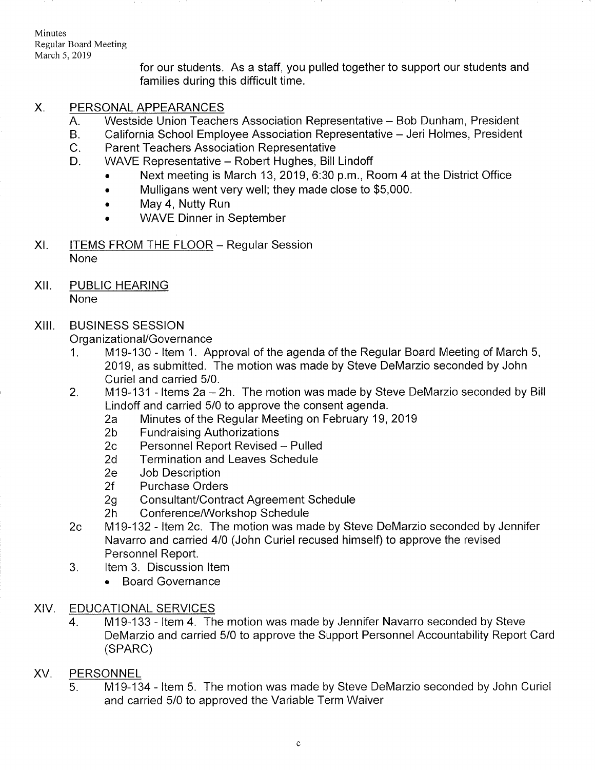for our students. As a staff, you pulled together to support our students and families during this difficult time.

## X. PERSONAL APPEARANCES

A. Westside Union Teachers Association Representative – Bob Dunham, President
B. California School Employee Association Representative – Jeri Holmes, President
C. Parent Teachers Association Representative
D. WAVE Representative – Robert Hughes, Bill Lindoff
- Next meeting is March 13, 2019, 6:30 p.m., Room 4 at the District Office
- Mulligans went very well; they made close to $5,000.
- May 4, Nutty Run
- WAVE Dinner in September

## XI. ITEMS FROM THE FLOOR – Regular Session

None

## XII. PUBLIC HEARING

None

## XIII. BUSINESS SESSION

Organizational/Governance

1. M19-130 - Item 1. Approval of the agenda of the Regular Board Meeting of March 5, 2019, as submitted. The motion was made by Steve DeMarzio seconded by John Curiel and carried 5/0.
2. M19-131 - Items 2a – 2h. The motion was made by Steve DeMarzio seconded by Bill Lindoff and carried 5/0 to approve the consent agenda.
   - 2a Minutes of the Regular Meeting on February 19, 2019
   - 2b Fundraising Authorizations
   - 2c Personnel Report Revised – Pulled
   - 2d Termination and Leaves Schedule
   - 2e Job Description
   - 2f Purchase Orders
   - 2g Consultant/Contract Agreement Schedule
   - 2h Conference/Workshop Schedule

2c M19-132 - Item 2c. The motion was made by Steve DeMarzio seconded by Jennifer Navarro and carried 4/0 (John Curiel recused himself) to approve the revised Personnel Report.

3. Item 3. Discussion Item
   - Board Governance

## XIV. EDUCATIONAL SERVICES

4. M19-133 - Item 4. The motion was made by Jennifer Navarro seconded by Steve DeMarzio and carried 5/0 to approve the Support Personnel Accountability Report Card (SPARC)

## XV. PERSONNEL

5. M19-134 - Item 5. The motion was made by Steve DeMarzio seconded by John Curiel and carried 5/0 to approved the Variable Term Waiver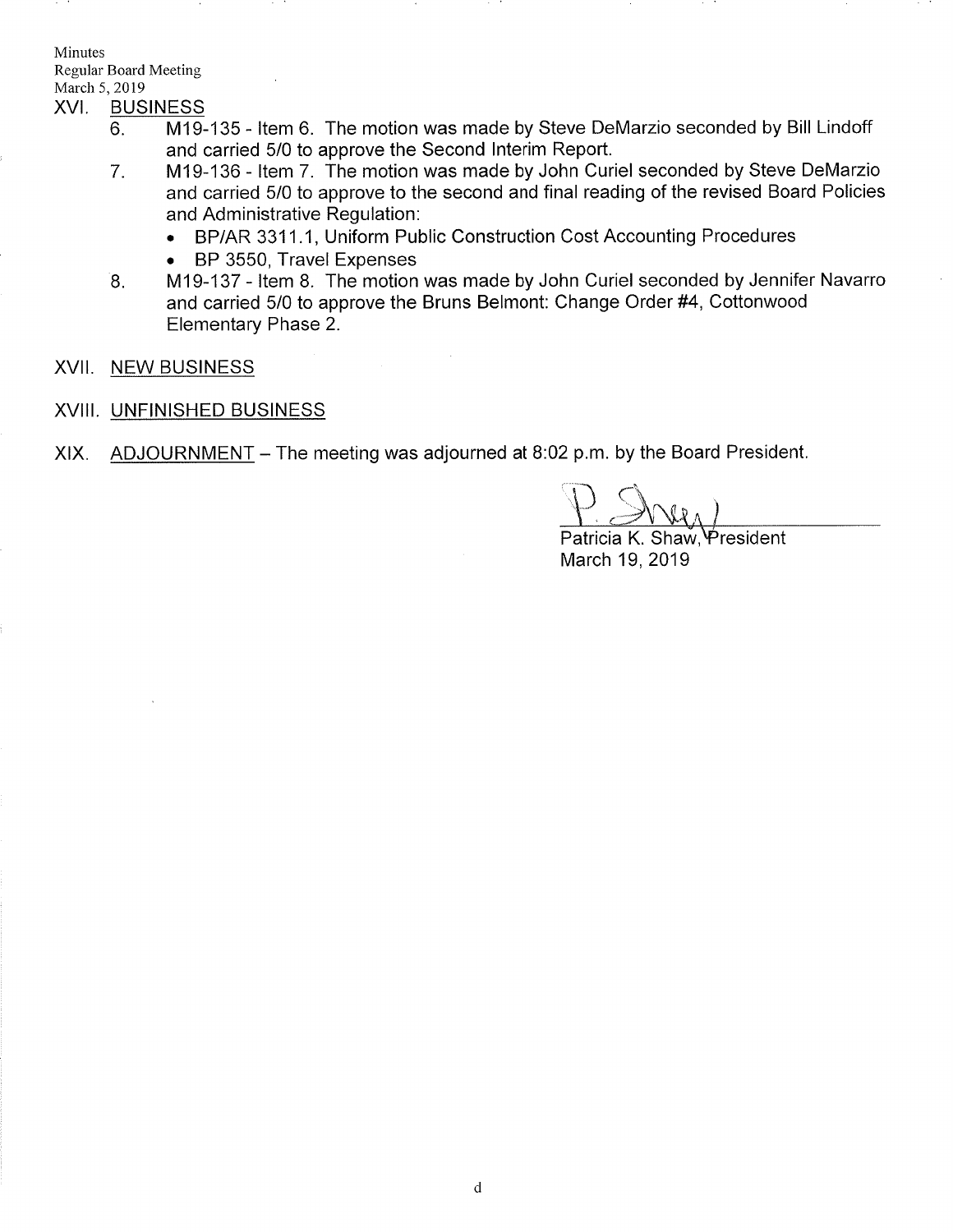Minutes
Regular Board Meeting
March 5, 2019

XVI. BUSINESS

6. M19-135 - Item 6. The motion was made by Steve DeMarzio seconded by Bill Lindoff and carried 5/0 to approve the Second Interim Report.
7. M19-136 - Item 7. The motion was made by John Curiel seconded by Steve DeMarzio and carried 5/0 to approve to the second and final reading of the revised Board Policies and Administrative Regulation:
   - BP/AR 3311.1, Uniform Public Construction Cost Accounting Procedures
   - BP 3550, Travel Expenses
8. M19-137 - Item 8. The motion was made by John Curiel seconded by Jennifer Navarro and carried 5/0 to approve the Bruns Belmont: Change Order #4, Cottonwood Elementary Phase 2.

XVII. NEW BUSINESS

XVIII. UNFINISHED BUSINESS

XIX. ADJOURNMENT – The meeting was adjourned at 8:02 p.m. by the Board President.

P. Shaw

Patricia K. Shaw, President
March 19, 2019